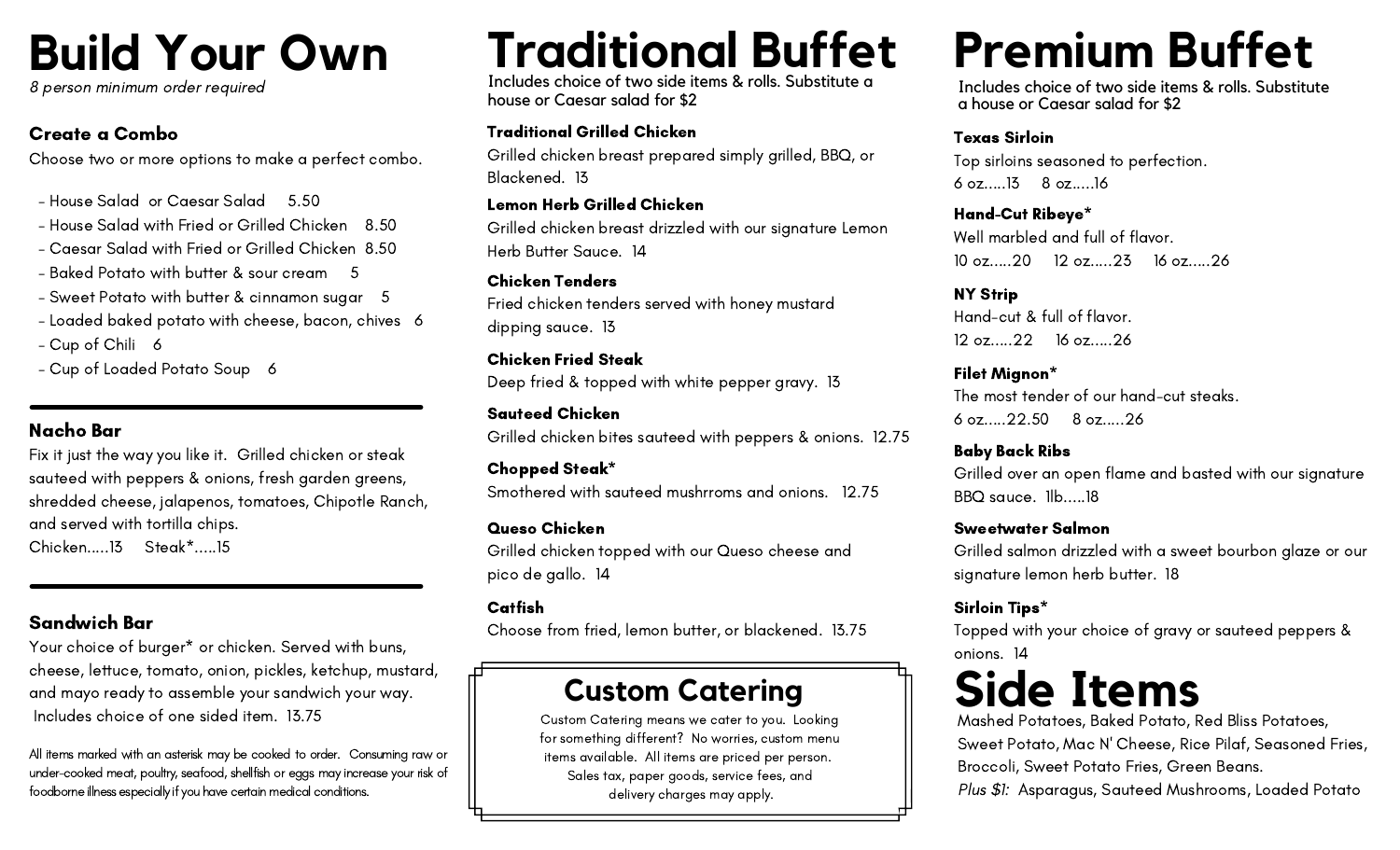# Build Your Own

*8 person minimum order required*

### Create a Combo

Choose two or more options to make a perfect combo.

- House Salad or Caesar Salad 5.50
- House Salad with Fried or Grilled Chicken 8.50
- Caesar Salad with Fried or Grilled Chicken 8.50
- Baked Potato with butter & sour cream 5
- Sweet Potato with butter & cinnamon sugar 5
- Loaded baked potato with cheese, bacon, chives 6
- Cup of Chili 6
- Cup of Loaded Potato Soup 6

---

### Nacho Bar

Fix it just the way you like it. Grilled chicken or steak sauteed with peppers & onions, fresh garden greens, shredded cheese, jalapenos, tomatoes, Chipotle Ranch, and served with tortilla chips.

Chicken.....13 Steak*.....15

---

### Sandwich Bar

Your choice of burger* or chicken. Served with buns, cheese, lettuce, tomato, onion, pickles, ketchup, mustard, and mayo ready to assemble your sandwich your way. Includes choice of one sided item. 13.75

All items marked with an asterisk may be cooked to order. Consuming raw or under-cooked meat, poultry, seafood, shellfish or eggs may increase your risk of foodborne illness especially if you have certain medical conditions.

# Traditional Buffet

Includes choice of two side items & rolls. Substitute a house or Caesar salad for $2

**Traditional Grilled Chicken**
Grilled chicken breast prepared simply grilled, BBQ, or Blackened. 13

**Lemon Herb Grilled Chicken**
Grilled chicken breast drizzled with our signature Lemon Herb Butter Sauce. 14

**Chicken Tenders**
Fried chicken tenders served with honey mustard dipping sauce. 13

**Chicken Fried Steak**
Deep fried & topped with white pepper gravy. 13

**Sauteed Chicken**
Grilled chicken bites sauteed with peppers & onions. 12.75

**Chopped Steak***
Smothered with sauteed mushrroms and onions. 12.75

**Queso Chicken**
Grilled chicken topped with our Queso cheese and pico de gallo. 14

**Catfish**
Choose from fried, lemon butter, or blackened. 13.75

## Custom Catering

Custom Catering means we cater to you. Looking for something different? No worries, custom menu items available. All items are priced per person. Sales tax, paper goods, service fees, and delivery charges may apply.

# Premium Buffet

Includes choice of two side items & rolls. Substitute a house or Caesar salad for $2

**Texas Sirloin**
Top sirloins seasoned to perfection.
6 oz.....13 8 oz.....16

**Hand-Cut Ribeye***
Well marbled and full of flavor.
10 oz.....20 12 oz.....23 16 oz.....26

**NY Strip**
Hand-cut & full of flavor.
12 oz.....22 16 oz.....26

**Filet Mignon***
The most tender of our hand-cut steaks.
6 oz.....22.50 8 oz.....26

**Baby Back Ribs**
Grilled over an open flame and basted with our signature BBQ sauce. 1lb.....18

**Sweetwater Salmon**
Grilled salmon drizzled with a sweet bourbon glaze or our signature lemon herb butter. 18

**Sirloin Tips***
Topped with your choice of gravy or sauteed peppers & onions. 14

# Side Items

Mashed Potatoes, Baked Potato, Red Bliss Potatoes, Sweet Potato, Mac N' Cheese, Rice Pilaf, Seasoned Fries, Broccoli, Sweet Potato Fries, Green Beans.

*Plus $1:* Asparagus, Sauteed Mushrooms, Loaded Potato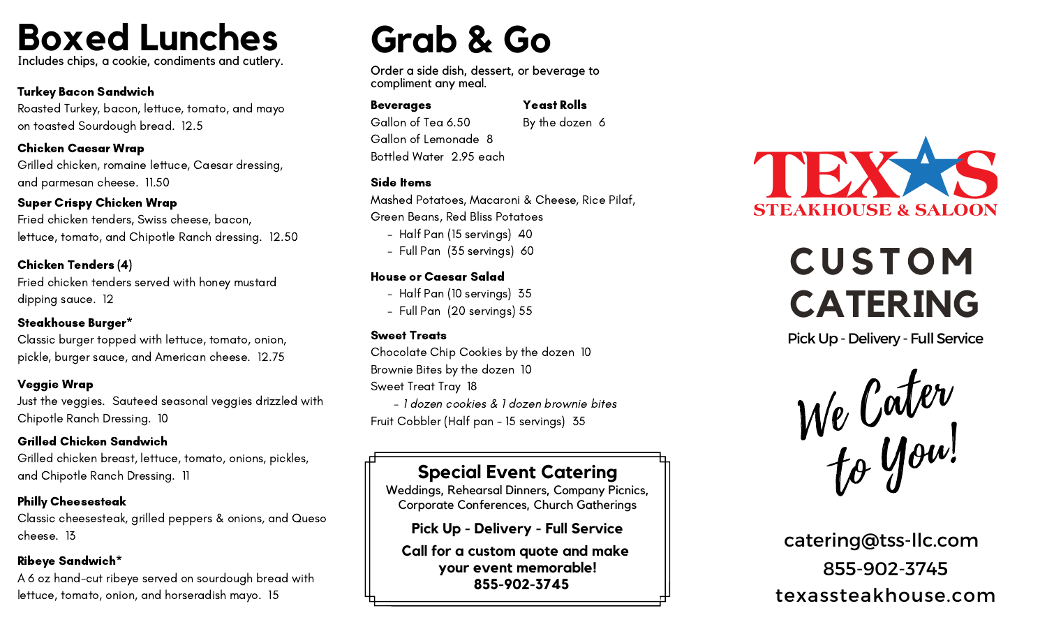# Boxed Lunches

Includes chips, a cookie, condiments and cutlery.

**Turkey Bacon Sandwich**
Roasted Turkey, bacon, lettuce, tomato, and mayo on toasted Sourdough bread. 12.5

**Chicken Caesar Wrap**
Grilled chicken, romaine lettuce, Caesar dressing, and parmesan cheese. 11.50

**Super Crispy Chicken Wrap**
Fried chicken tenders, Swiss cheese, bacon, lettuce, tomato, and Chipotle Ranch dressing. 12.50

**Chicken Tenders (4)**
Fried chicken tenders served with honey mustard dipping sauce. 12

**Steakhouse Burger***
Classic burger topped with lettuce, tomato, onion, pickle, burger sauce, and American cheese. 12.75

**Veggie Wrap**
Just the veggies. Sauteed seasonal veggies drizzled with Chipotle Ranch Dressing. 10

**Grilled Chicken Sandwich**
Grilled chicken breast, lettuce, tomato, onions, pickles, and Chipotle Ranch Dressing. 11

**Philly Cheesesteak**
Classic cheesesteak, grilled peppers & onions, and Queso cheese. 13

**Ribeye Sandwich***
A 6 oz hand-cut ribeye served on sourdough bread with lettuce, tomato, onion, and horseradish mayo. 15

# Grab & Go

Order a side dish, dessert, or beverage to compliment any meal.

**Beverages**
Gallon of Tea 6.50
Gallon of Lemonade 8
Bottled Water 2.95 each

**Yeast Rolls**
By the dozen 6

**Side Items**
Mashed Potatoes, Macaroni & Cheese, Rice Pilaf, Green Beans, Red Bliss Potatoes

- Half Pan (15 servings) 40
- Full Pan (35 servings) 60

**House or Caesar Salad**

- Half Pan (10 servings) 35
- Full Pan (20 servings) 55

**Sweet Treats**
Chocolate Chip Cookies by the dozen 10
Brownie Bites by the dozen 10
Sweet Treat Tray 18
- *1 dozen cookies & 1 dozen brownie bites*

Fruit Cobbler (Half pan - 15 servings) 35

## Special Event Catering

Weddings, Rehearsal Dinners, Company Picnics, Corporate Conferences, Church Gatherings

**Pick Up - Delivery - Full Service**

**Call for a custom quote and make your event memorable!**
**855-902-3745**

TEXAS STEAKHOUSE & SALOON

# CUSTOM CATERING

**Pick Up - Delivery - Full Service**

*We Cater to You!*

catering@tss-llc.com
855-902-3745
texassteakhouse.com